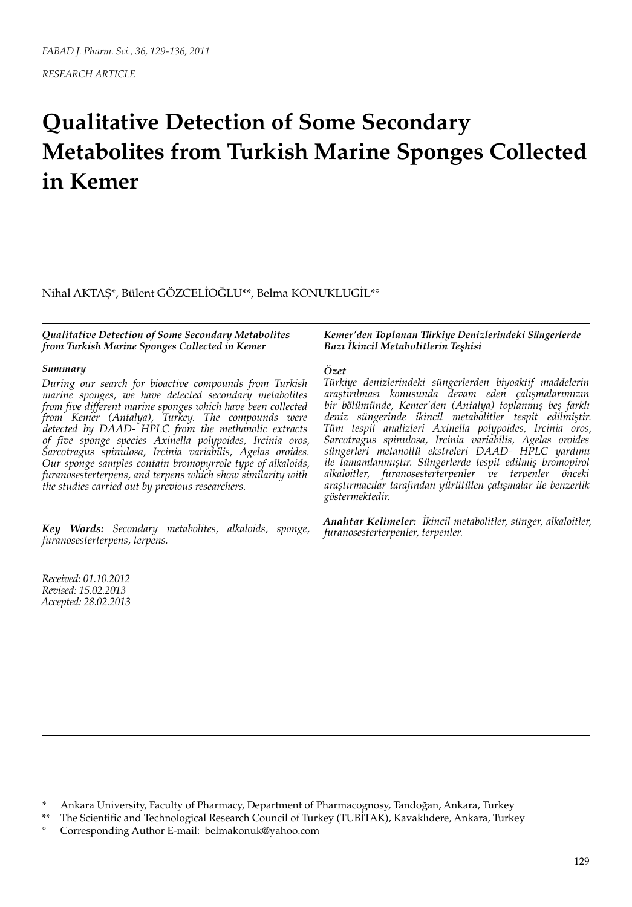*RESEARCH ARTICLE*

# Qualitative Detection of Some Secondary Metabolites from Turkish Marine Sponges Collected in Kemer

Nihal AKTAŞ*, Bülent GÖZCELİOĞLU**, Belma KONUKLUGİL*°

***Qualitative Detection of Some Secondary Metabolites from Turkish Marine Sponges Collected in Kemer***

***Summary***

*During our search for bioactive compounds from Turkish marine sponges, we have detected secondary metabolites from five different marine sponges which have been collected from Kemer (Antalya), Turkey. The compounds were detected by DAAD- HPLC from the methanolic extracts of five sponge species Axinella polypoides, Ircinia oros, Sarcotragus spinulosa, Ircinia variabilis, Agelas oroides. Our sponge samples contain bromopyrrole type of alkaloids, furanosesterterpens, and terpens which show similarity with the studies carried out by previous researchers.*

***Key Words:*** *Secondary metabolites, alkaloids, sponge, furanosesterterpens, terpens.*

*Received: 01.10.2012*
*Revised: 15.02.2013*
*Accepted: 28.02.2013*

***Kemer'den Toplanan Türkiye Denizlerindeki Süngerlerde Bazı İkincil Metabolitlerin Teşhisi***

***Özet***

*Türkiye denizlerindeki süngerlerden biyoaktif maddelerin araştırılması konusunda devam eden çalışmalarımızın bir bölümünde, Kemer'den (Antalya) toplanmış beş farklı deniz süngerinde ikincil metabolitler tespit edilmiştir. Tüm tespit analizleri Axinella polypoides, Ircinia oros, Sarcotragus spinulosa, Ircinia variabilis, Agelas oroides süngerleri metanollü ekstreleri DAAD- HPLC yardımı ile tamamlanmıştır. Süngerlerde tespit edilmiş bromopirol alkaloitler, furanosesterterpenler ve terpenler önceki araştırmacılar tarafından yürütülen çalışmalar ile benzerlik göstermektedir.*

***Anahtar Kelimeler:*** *İkincil metabolitler, sünger, alkaloitler, furanosesterterpenler, terpenler.*

---

\* Ankara University, Faculty of Pharmacy, Department of Pharmacognosy, Tandoğan, Ankara, Turkey

\*\* The Scientific and Technological Research Council of Turkey (TUBITAK), Kavaklıdere, Ankara, Turkey

° Corresponding Author E-mail: belmakonuk@yahoo.com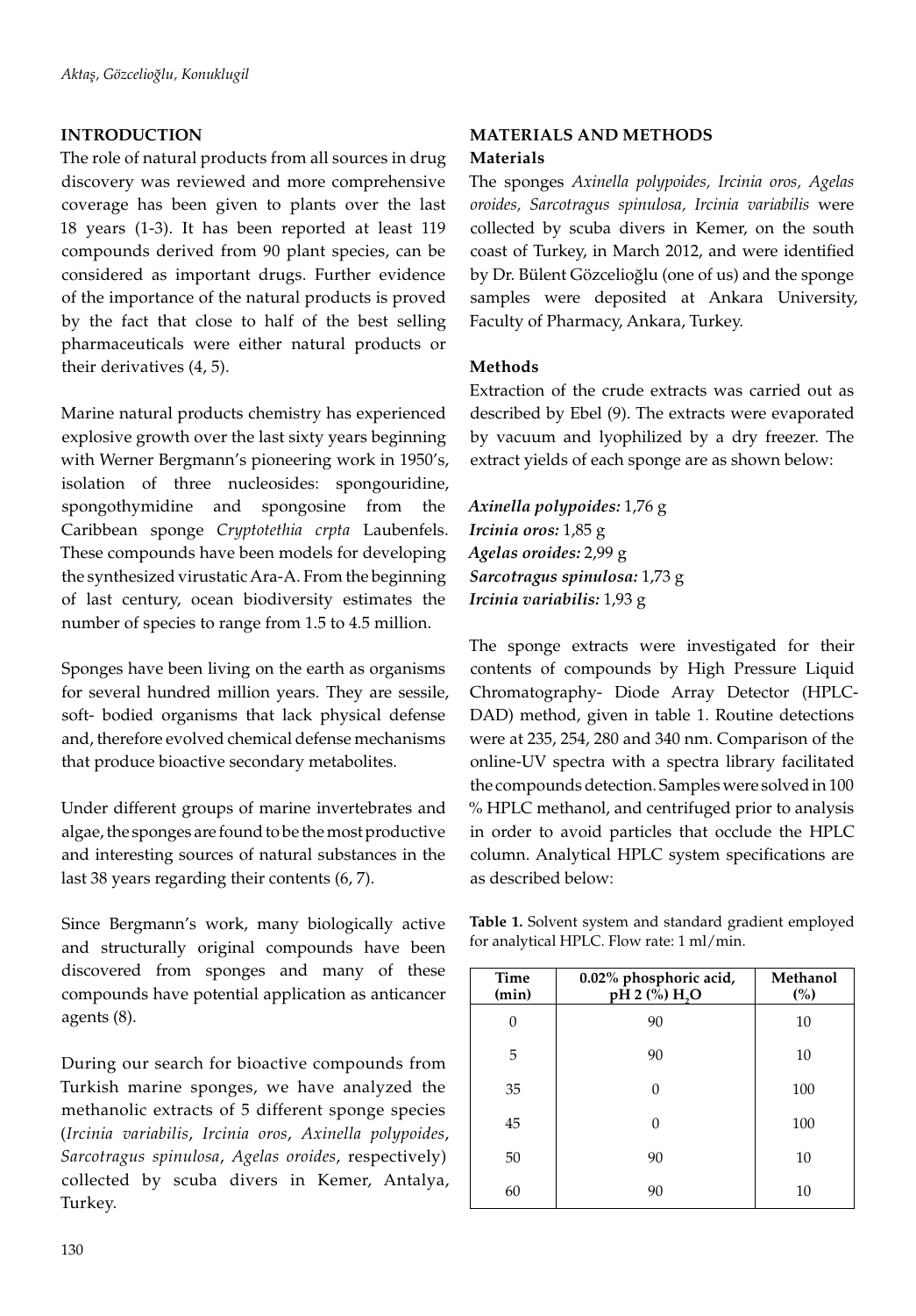## INTRODUCTION

The role of natural products from all sources in drug discovery was reviewed and more comprehensive coverage has been given to plants over the last 18 years (1-3). It has been reported at least 119 compounds derived from 90 plant species, can be considered as important drugs. Further evidence of the importance of the natural products is proved by the fact that close to half of the best selling pharmaceuticals were either natural products or their derivatives (4, 5).

Marine natural products chemistry has experienced explosive growth over the last sixty years beginning with Werner Bergmann's pioneering work in 1950's, isolation of three nucleosides: spongouridine, spongothymidine and spongosine from the Caribbean sponge *Cryptotethia crpta* Laubenfels. These compounds have been models for developing the synthesized virustatic Ara-A. From the beginning of last century, ocean biodiversity estimates the number of species to range from 1.5 to 4.5 million.

Sponges have been living on the earth as organisms for several hundred million years. They are sessile, soft- bodied organisms that lack physical defense and, therefore evolved chemical defense mechanisms that produce bioactive secondary metabolites.

Under different groups of marine invertebrates and algae, the sponges are found to be the most productive and interesting sources of natural substances in the last 38 years regarding their contents (6, 7).

Since Bergmann's work, many biologically active and structurally original compounds have been discovered from sponges and many of these compounds have potential application as anticancer agents (8).

During our search for bioactive compounds from Turkish marine sponges, we have analyzed the methanolic extracts of 5 different sponge species (*Ircinia variabilis*, *Ircinia oros*, *Axinella polypoides*, *Sarcotragus spinulosa*, *Agelas oroides*, respectively) collected by scuba divers in Kemer, Antalya, Turkey.

## MATERIALS AND METHODS

### Materials

The sponges *Axinella polypoides, Ircinia oros, Agelas oroides, Sarcotragus spinulosa, Ircinia variabilis* were collected by scuba divers in Kemer, on the south coast of Turkey, in March 2012, and were identified by Dr. Bülent Gözcelioğlu (one of us) and the sponge samples were deposited at Ankara University, Faculty of Pharmacy, Ankara, Turkey.

### Methods

Extraction of the crude extracts was carried out as described by Ebel (9). The extracts were evaporated by vacuum and lyophilized by a dry freezer. The extract yields of each sponge are as shown below:

***Axinella polypoides:*** 1,76 g
***Ircinia oros:*** 1,85 g
***Agelas oroides:*** 2,99 g
***Sarcotragus spinulosa:*** 1,73 g
***Ircinia variabilis:*** 1,93 g

The sponge extracts were investigated for their contents of compounds by High Pressure Liquid Chromatography- Diode Array Detector (HPLC-DAD) method, given in table 1. Routine detections were at 235, 254, 280 and 340 nm. Comparison of the online-UV spectra with a spectra library facilitated the compounds detection. Samples were solved in 100 % HPLC methanol, and centrifuged prior to analysis in order to avoid particles that occlude the HPLC column. Analytical HPLC system specifications are as described below:

**Table 1.** Solvent system and standard gradient employed for analytical HPLC. Flow rate: 1 ml/min.

| Time (min) | 0.02% phosphoric acid, pH 2 (%) $H_2O$ | Methanol (%) |
|---|---|---|
| 0 | 90 | 10 |
| 5 | 90 | 10 |
| 35 | 0 | 100 |
| 45 | 0 | 100 |
| 50 | 90 | 10 |
| 60 | 90 | 10 |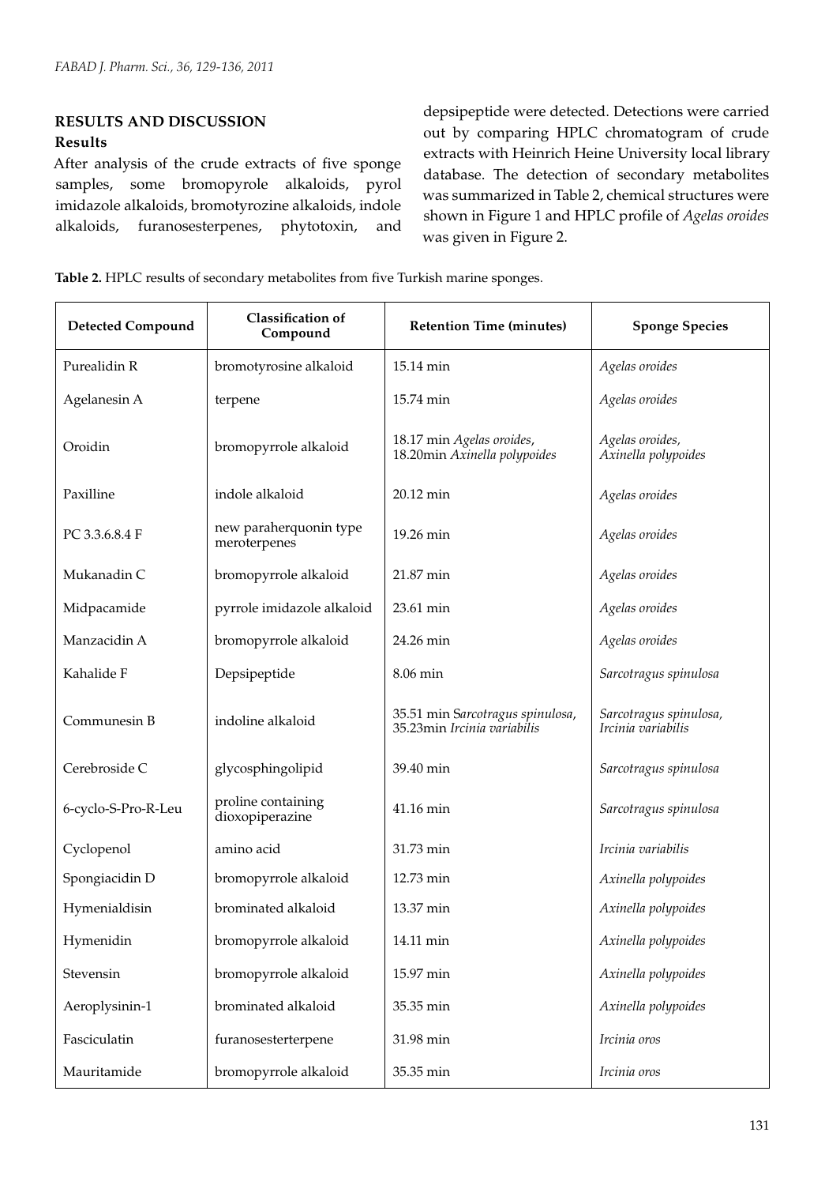## RESULTS AND DISCUSSION

### Results

After analysis of the crude extracts of five sponge samples, some bromopyrole alkaloids, pyrol imidazole alkaloids, bromotyrozine alkaloids, indole alkaloids, furanosesterpenes, phytotoxin, and depsipeptide were detected. Detections were carried out by comparing HPLC chromatogram of crude extracts with Heinrich Heine University local library database. The detection of secondary metabolites was summarized in Table 2, chemical structures were shown in Figure 1 and HPLC profile of *Agelas oroides* was given in Figure 2.

**Table 2.** HPLC results of secondary metabolites from five Turkish marine sponges.

| Detected Compound | Classification of Compound | Retention Time (minutes) | Sponge Species |
|---|---|---|---|
| Purealidin R | bromotyrosine alkaloid | 15.14 min | *Agelas oroides* |
| Agelanesin A | terpene | 15.74 min | *Agelas oroides* |
| Oroidin | bromopyrrole alkaloid | 18.17 min *Agelas oroides*, 18.20min *Axinella polypoides* | *Agelas oroides*, *Axinella polypoides* |
| Paxilline | indole alkaloid | 20.12 min | *Agelas oroides* |
| PC 3.3.6.8.4 F | new paraherquonin type meroterpenes | 19.26 min | *Agelas oroides* |
| Mukanadin C | bromopyrrole alkaloid | 21.87 min | *Agelas oroides* |
| Midpacamide | pyrrole imidazole alkaloid | 23.61 min | *Agelas oroides* |
| Manzacidin A | bromopyrrole alkaloid | 24.26 min | *Agelas oroides* |
| Kahalide F | Depsipeptide | 8.06 min | *Sarcotragus spinulosa* |
| Communesin B | indoline alkaloid | 35.51 min S*arcotragus spinulosa*, 35.23min *Ircinia variabilis* | *Sarcotragus spinulosa*, *Ircinia variabilis* |
| Cerebroside C | glycosphingolipid | 39.40 min | *Sarcotragus spinulosa* |
| 6-cyclo-S-Pro-R-Leu | proline containing dioxopiperazine | 41.16 min | *Sarcotragus spinulosa* |
| Cyclopenol | amino acid | 31.73 min | *Ircinia variabilis* |
| Spongiacidin D | bromopyrrole alkaloid | 12.73 min | *Axinella polypoides* |
| Hymenialdisin | brominated alkaloid | 13.37 min | *Axinella polypoides* |
| Hymenidin | bromopyrrole alkaloid | 14.11 min | *Axinella polypoides* |
| Stevensin | bromopyrrole alkaloid | 15.97 min | *Axinella polypoides* |
| Aeroplysinin-1 | brominated alkaloid | 35.35 min | *Axinella polypoides* |
| Fasciculatin | furanosesterterpene | 31.98 min | *Ircinia oros* |
| Mauritamide | bromopyrrole alkaloid | 35.35 min | *Ircinia oros* |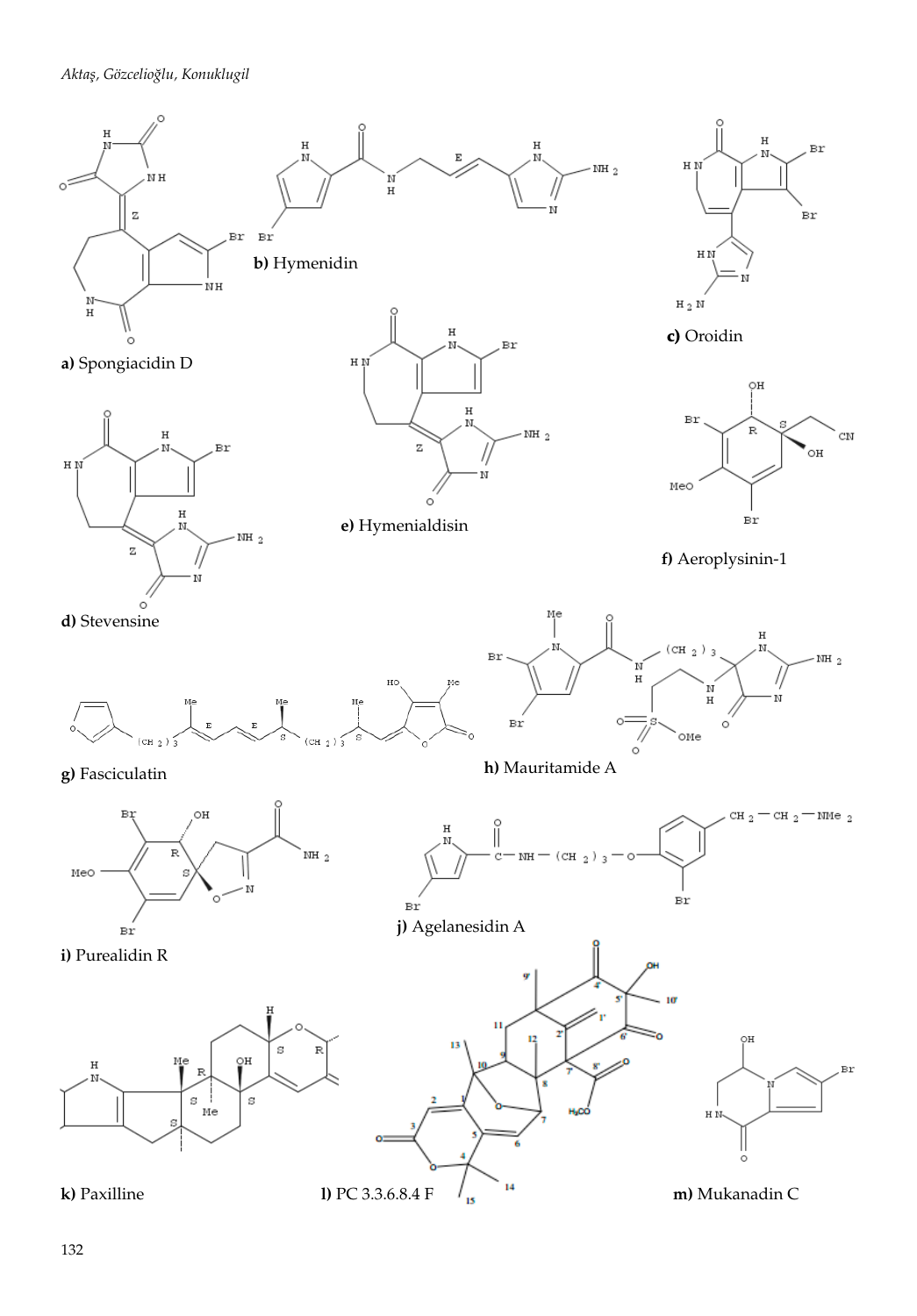**a)** Spongiacidin D

**b)** Hymenidin

**c)** Oroidin

**d)** Stevensine

**e)** Hymenialdisin

**f)** Aeroplysinin-1

**g)** Fasciculatin

**h)** Mauritamide A

**i)** Purealidin R

**j)** Agelanesidin A

**k)** Paxilline

**l)** PC 3.3.6.8.4 F

**m)** Mukanadin C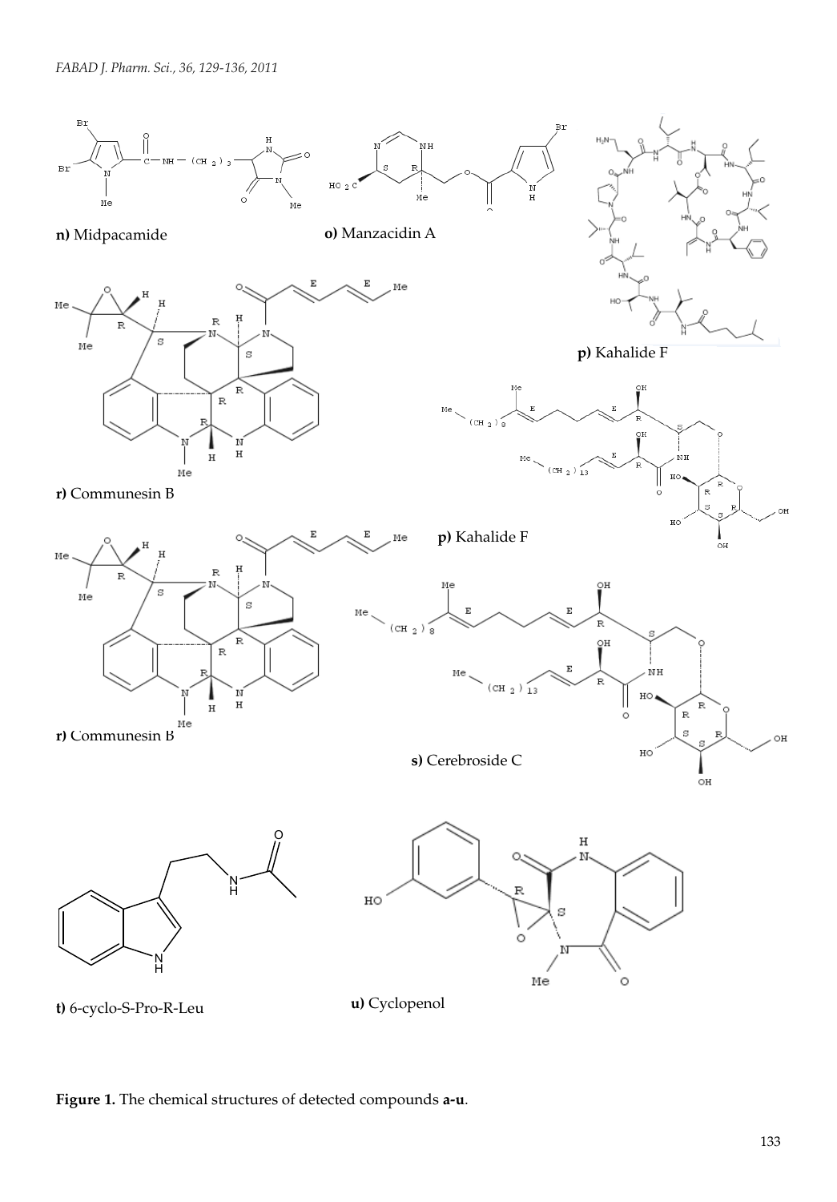**n)** Midpacamide

**o)** Manzacidin A

**p)** Kahalide F

**r)** Communesin B

**p)** Kahalide F

**r)** Communesin B

**s)** Cerebroside C

**t)** 6-cyclo-S-Pro-R-Leu

**u)** Cyclopenol

**Figure 1.** The chemical structures of detected compounds **a-u**.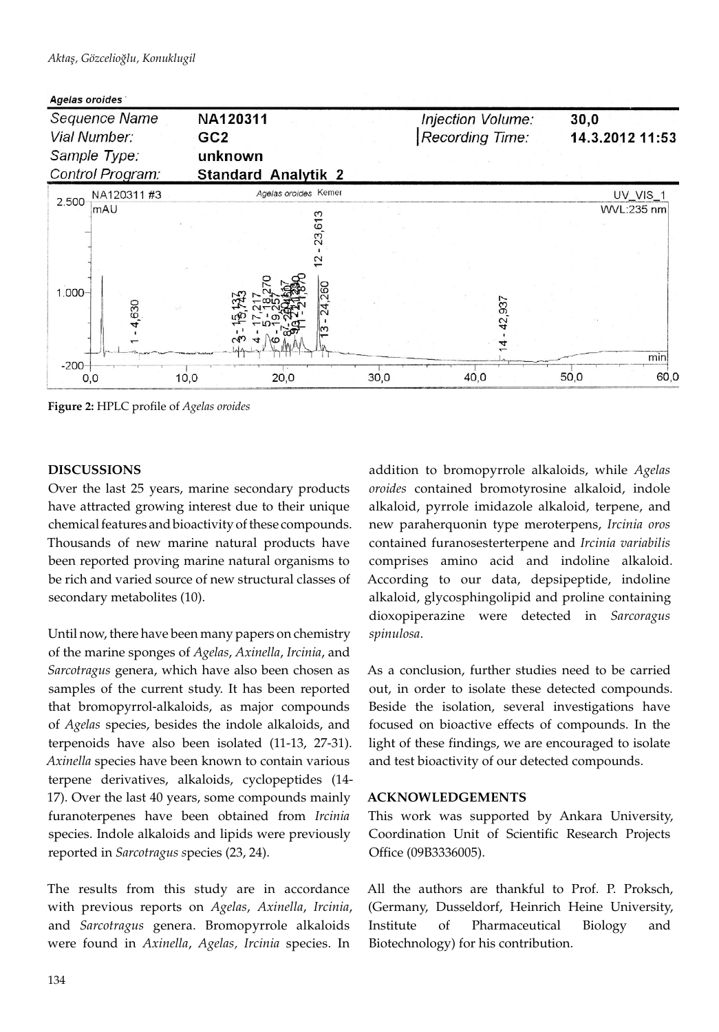Agelas oroides

Sequence Name NA120311

Vial Number: GC2

Sample Type: unknown

Control Program: Standard Analytik 2

Injection Volume: 30,0

Recording Time: 14.3.2012 11:53

NA120311 #3 Agelas oroides Kemer UV_VIS_1

WVL:235 nm

2.500 mAU

1.000

-200

1 - 4,630

2 - 15,137

3 - 15,743

4 - 17,217

5 - 18,270

6 - 19,257

12 - 23,613

13 - 24,260

14 - 42,937

min

0,0 10,0 20,0 30,0 40,0 50,0 60,0

**Figure 2:** HPLC profile of *Agelas oroides*

## DISCUSSIONS

Over the last 25 years, marine secondary products have attracted growing interest due to their unique chemical features and bioactivity of these compounds. Thousands of new marine natural products have been reported proving marine natural organisms to be rich and varied source of new structural classes of secondary metabolites (10).

Until now, there have been many papers on chemistry of the marine sponges of *Agelas*, *Axinella*, *Ircinia*, and *Sarcotragus* genera, which have also been chosen as samples of the current study. It has been reported that bromopyrrol-alkaloids, as major compounds of *Agelas* species, besides the indole alkaloids, and terpenoids have also been isolated (11-13, 27-31). *Axinella* species have been known to contain various terpene derivatives, alkaloids, cyclopeptides (14-17). Over the last 40 years, some compounds mainly furanoterpenes have been obtained from *Ircinia* species. Indole alkaloids and lipids were previously reported in *Sarcotragus* species (23, 24).

The results from this study are in accordance with previous reports on *Agelas*, *Axinella*, *Ircinia*, and *Sarcotragus* genera. Bromopyrrole alkaloids were found in *Axinella*, *Agelas, Ircinia* species. In addition to bromopyrrole alkaloids, while *Agelas oroides* contained bromotyrosine alkaloid, indole alkaloid, pyrrole imidazole alkaloid, terpene, and new paraherquonin type meroterpens, *Ircinia oros* contained furanosesterterpene and *Ircinia variabilis* comprises amino acid and indoline alkaloid. According to our data, depsipeptide, indoline alkaloid, glycosphingolipid and proline containing dioxopiperazine were detected in *Sarcoragus spinulosa*.

As a conclusion, further studies need to be carried out, in order to isolate these detected compounds. Beside the isolation, several investigations have focused on bioactive effects of compounds. In the light of these findings, we are encouraged to isolate and test bioactivity of our detected compounds.

## ACKNOWLEDGEMENTS

This work was supported by Ankara University, Coordination Unit of Scientific Research Projects Office (09B3336005).

All the authors are thankful to Prof. P. Proksch, (Germany, Dusseldorf, Heinrich Heine University, Institute of Pharmaceutical Biology and Biotechnology) for his contribution.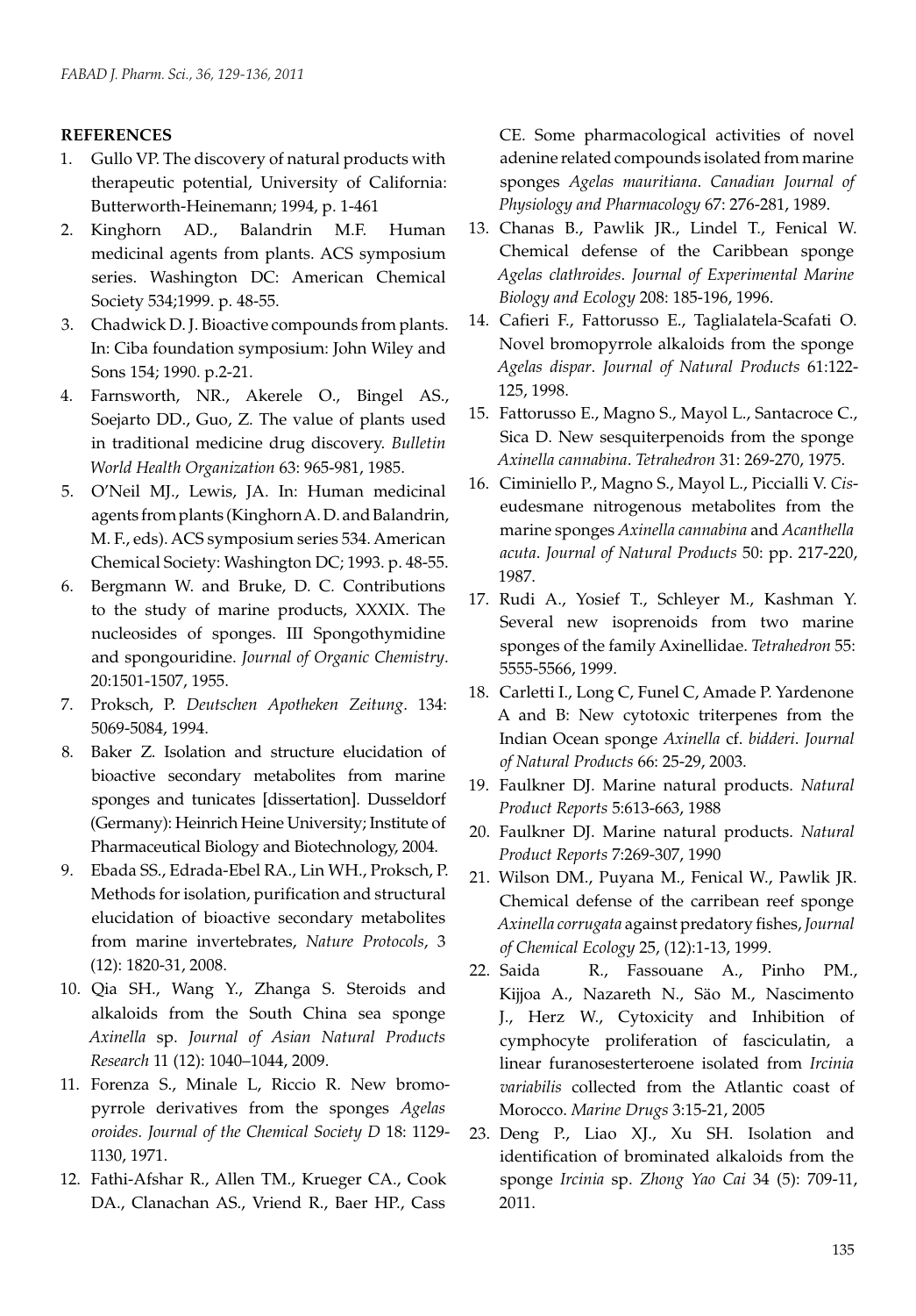**REFERENCES**

1. Gullo VP. The discovery of natural products with therapeutic potential, University of California: Butterworth-Heinemann; 1994, p. 1-461
2. Kinghorn AD., Balandrin M.F. Human medicinal agents from plants. ACS symposium series. Washington DC: American Chemical Society 534;1999. p. 48-55.
3. Chadwick D. J. Bioactive compounds from plants. In: Ciba foundation symposium: John Wiley and Sons 154; 1990. p.2-21.
4. Farnsworth, NR., Akerele O., Bingel AS., Soejarto DD., Guo, Z. The value of plants used in traditional medicine drug discovery. *Bulletin World Health Organization* 63: 965-981, 1985.
5. O'Neil MJ., Lewis, JA. In: Human medicinal agents from plants (Kinghorn A. D. and Balandrin, M. F., eds). ACS symposium series 534. American Chemical Society: Washington DC; 1993. p. 48-55.
6. Bergmann W. and Bruke, D. C. Contributions to the study of marine products, XXXIX. The nucleosides of sponges. III Spongothymidine and spongouridine. *Journal of Organic Chemistry*. 20:1501-1507, 1955.
7. Proksch, P. *Deutschen Apotheken Zeitung*. 134: 5069-5084, 1994.
8. Baker Z. Isolation and structure elucidation of bioactive secondary metabolites from marine sponges and tunicates [dissertation]. Dusseldorf (Germany): Heinrich Heine University; Institute of Pharmaceutical Biology and Biotechnology, 2004.
9. Ebada SS., Edrada-Ebel RA., Lin WH., Proksch, P. Methods for isolation, purification and structural elucidation of bioactive secondary metabolites from marine invertebrates, *Nature Protocols*, 3 (12): 1820-31, 2008.
10. Qia SH., Wang Y., Zhanga S. Steroids and alkaloids from the South China sea sponge *Axinella* sp. *Journal of Asian Natural Products Research* 11 (12): 1040–1044, 2009.
11. Forenza S., Minale L, Riccio R. New bromopyrrole derivatives from the sponges *Agelas oroides. Journal of the Chemical Society D* 18: 1129-1130, 1971.
12. Fathi-Afshar R., Allen TM., Krueger CA., Cook DA., Clanachan AS., Vriend R., Baer HP., Cass CE. Some pharmacological activities of novel adenine related compounds isolated from marine sponges *Agelas mauritiana*. *Canadian Journal of Physiology and Pharmacology* 67: 276-281, 1989.
13. Chanas B., Pawlik JR., Lindel T., Fenical W. Chemical defense of the Caribbean sponge *Agelas clathroides*. *Journal of Experimental Marine Biology and Ecology* 208: 185-196, 1996.
14. Cafieri F., Fattorusso E., Taglialatela-Scafati O. Novel bromopyrrole alkaloids from the sponge *Agelas dispar*. *Journal of Natural Products* 61:122-125, 1998.
15. Fattorusso E., Magno S., Mayol L., Santacroce C., Sica D. New sesquiterpenoids from the sponge *Axinella cannabina*. *Tetrahedron* 31: 269-270, 1975.
16. Ciminiello P., Magno S., Mayol L., Piccialli V. *Cis*-eudesmane nitrogenous metabolites from the marine sponges *Axinella cannabina* and *Acanthella acuta*. *Journal of Natural Products* 50: pp. 217-220, 1987.
17. Rudi A., Yosief T., Schleyer M., Kashman Y. Several new isoprenoids from two marine sponges of the family Axinellidae. *Tetrahedron* 55: 5555-5566, 1999.
18. Carletti I., Long C, Funel C, Amade P. Yardenone A and B: New cytotoxic triterpenes from the Indian Ocean sponge *Axinella* cf. *bidderi*. *Journal of Natural Products* 66: 25-29, 2003.
19. Faulkner DJ. Marine natural products. *Natural Product Reports* 5:613-663, 1988
20. Faulkner DJ. Marine natural products. *Natural Product Reports* 7:269-307, 1990
21. Wilson DM., Puyana M., Fenical W., Pawlik JR. Chemical defense of the carribean reef sponge *Axinella corrugata* against predatory fishes, *Journal of Chemical Ecology* 25, (12):1-13, 1999.
22. Saida R., Fassouane A., Pinho PM., Kijjoa A., Nazareth N., Säo M., Nascimento J., Herz W., Cytoxicity and Inhibition of cymphocyte proliferation of fasciculatin, a linear furanosesterteroene isolated from *Ircinia variabilis* collected from the Atlantic coast of Morocco. *Marine Drugs* 3:15-21, 2005
23. Deng P., Liao XJ., Xu SH. Isolation and identification of brominated alkaloids from the sponge *Ircinia* sp. *Zhong Yao Cai* 34 (5): 709-11, 2011.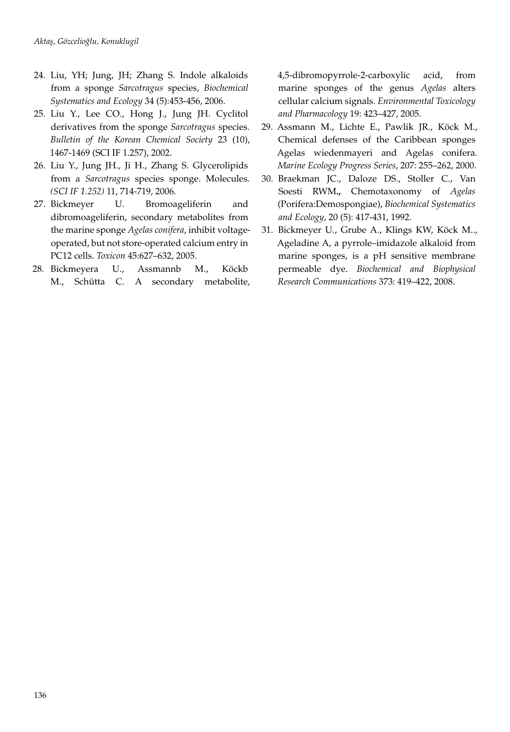24. Liu, YH; Jung, JH; Zhang S. Indole alkaloids from a sponge *Sarcotragus* species, *Biochemical Systematics and Ecology* 34 (5):453-456, 2006.
25. Liu Y., Lee CO., Hong J., Jung JH. Cyclitol derivatives from the sponge *Sarcotragus* species. *Bulletin of the Korean Chemical Society* 23 (10), 1467-1469 (SCI IF 1.257), 2002.
26. Liu Y., Jung JH., Ji H., Zhang S. Glycerolipids from a *Sarcotragus* species sponge. Molecules. *(SCI IF 1.252)* 11, 714-719, 2006.
27. Bickmeyer U. Bromoageliferin and dibromoageliferin, secondary metabolites from the marine sponge *Agelas conifera*, inhibit voltage-operated, but not store-operated calcium entry in PC12 cells. *Toxicon* 45:627–632, 2005.
28. Bickmeyera U., Assmannb M., Köckb M., Schütta C. A secondary metabolite, 4,5-dibromopyrrole-2-carboxylic acid, from marine sponges of the genus *Agelas* alters cellular calcium signals. *Environmental Toxicology and Pharmacology* 19: 423–427, 2005.
29. Assmann M., Lichte E., Pawlik JR., Köck M., Chemical defenses of the Caribbean sponges Agelas wiedenmayeri and Agelas conifera. *Marine Ecology Progress Series*, 207: 255–262, 2000.
30. Braekman JC., Daloze DS., Stoller C., Van Soesti RWM**.,** Chemotaxonomy of *Agelas* (Porifera:Demospongiae), *Biochemical Systematics and Ecology*, 20 (5): 417-431, 1992.
31. Bickmeyer U., Grube A., Klings KW, Köck M.., Ageladine A, a pyrrole–imidazole alkaloid from marine sponges, is a pH sensitive membrane permeable dye. *Biochemical and Biophysical Research Communications* 373: 419–422, 2008.